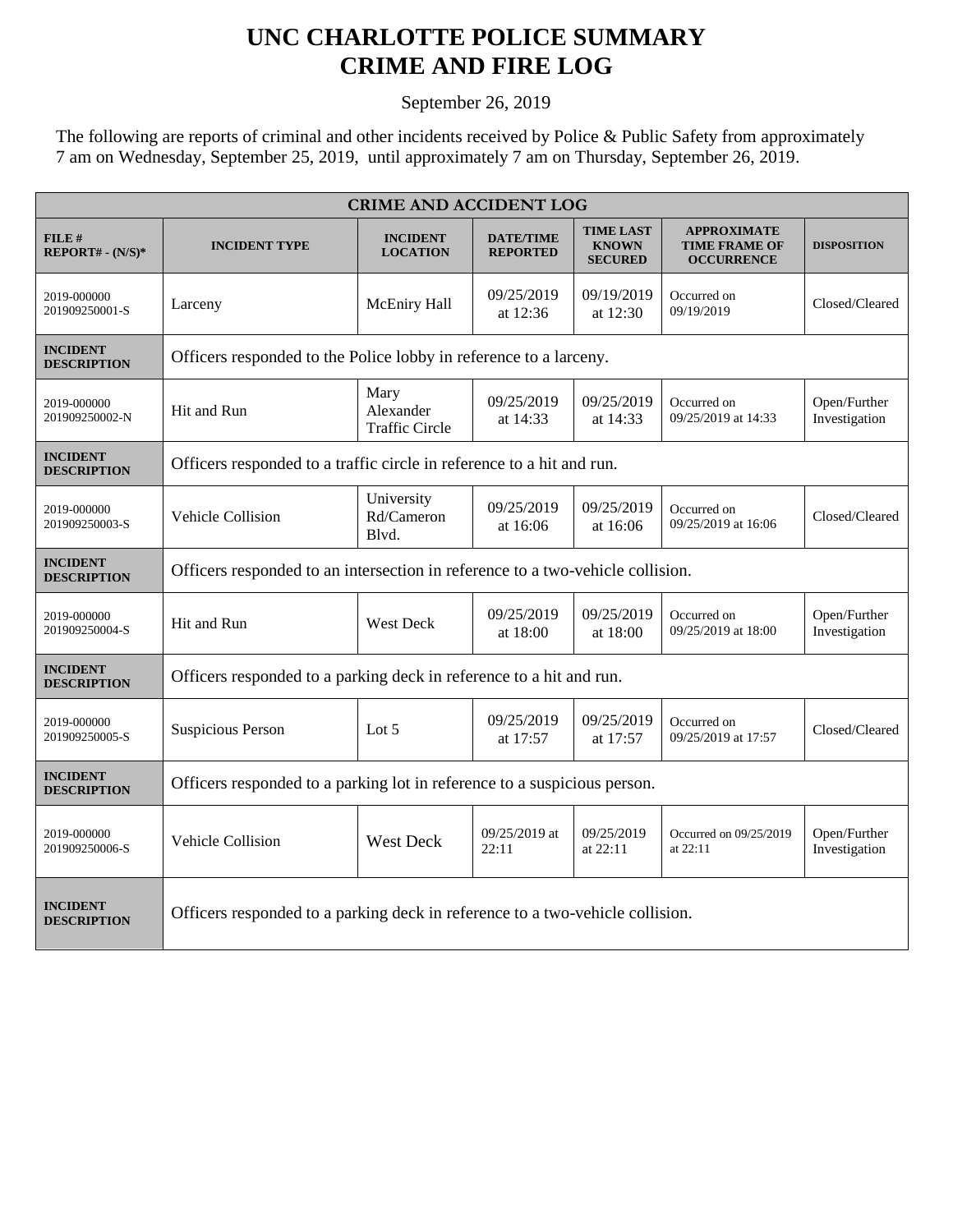# UNC CHARLOTTE POLICE SUMMARY
# CRIME AND FIRE LOG

September 26, 2019

The following are reports of criminal and other incidents received by Police & Public Safety from approximately 7 am on Wednesday, September 25, 2019, until approximately 7 am on Thursday, September 26, 2019.

| CRIME AND ACCIDENT LOG | | | | | | |
|---|---|---|---|---|---|---|
| **FILE # REPORT# - (N/S)*** | **INCIDENT TYPE** | **INCIDENT LOCATION** | **DATE/TIME REPORTED** | **TIME LAST KNOWN SECURED** | **APPROXIMATE TIME FRAME OF OCCURRENCE** | **DISPOSITION** |
| 2019-000000 201909250001-S | Larceny | McEniry Hall | 09/25/2019 at 12:36 | 09/19/2019 at 12:30 | Occurred on 09/19/2019 | Closed/Cleared |
| **INCIDENT DESCRIPTION** | Officers responded to the Police lobby in reference to a larceny. | | | | | |
| 2019-000000 201909250002-N | Hit and Run | Mary Alexander Traffic Circle | 09/25/2019 at 14:33 | 09/25/2019 at 14:33 | Occurred on 09/25/2019 at 14:33 | Open/Further Investigation |
| **INCIDENT DESCRIPTION** | Officers responded to a traffic circle in reference to a hit and run. | | | | | |
| 2019-000000 201909250003-S | Vehicle Collision | University Rd/Cameron Blvd. | 09/25/2019 at 16:06 | 09/25/2019 at 16:06 | Occurred on 09/25/2019 at 16:06 | Closed/Cleared |
| **INCIDENT DESCRIPTION** | Officers responded to an intersection in reference to a two-vehicle collision. | | | | | |
| 2019-000000 201909250004-S | Hit and Run | West Deck | 09/25/2019 at 18:00 | 09/25/2019 at 18:00 | Occurred on 09/25/2019 at 18:00 | Open/Further Investigation |
| **INCIDENT DESCRIPTION** | Officers responded to a parking deck in reference to a hit and run. | | | | | |
| 2019-000000 201909250005-S | Suspicious Person | Lot 5 | 09/25/2019 at 17:57 | 09/25/2019 at 17:57 | Occurred on 09/25/2019 at 17:57 | Closed/Cleared |
| **INCIDENT DESCRIPTION** | Officers responded to a parking lot in reference to a suspicious person. | | | | | |
| 2019-000000 201909250006-S | Vehicle Collision | West Deck | 09/25/2019 at 22:11 | 09/25/2019 at 22:11 | Occurred on 09/25/2019 at 22:11 | Open/Further Investigation |
| **INCIDENT DESCRIPTION** | Officers responded to a parking deck in reference to a two-vehicle collision. | | | | | |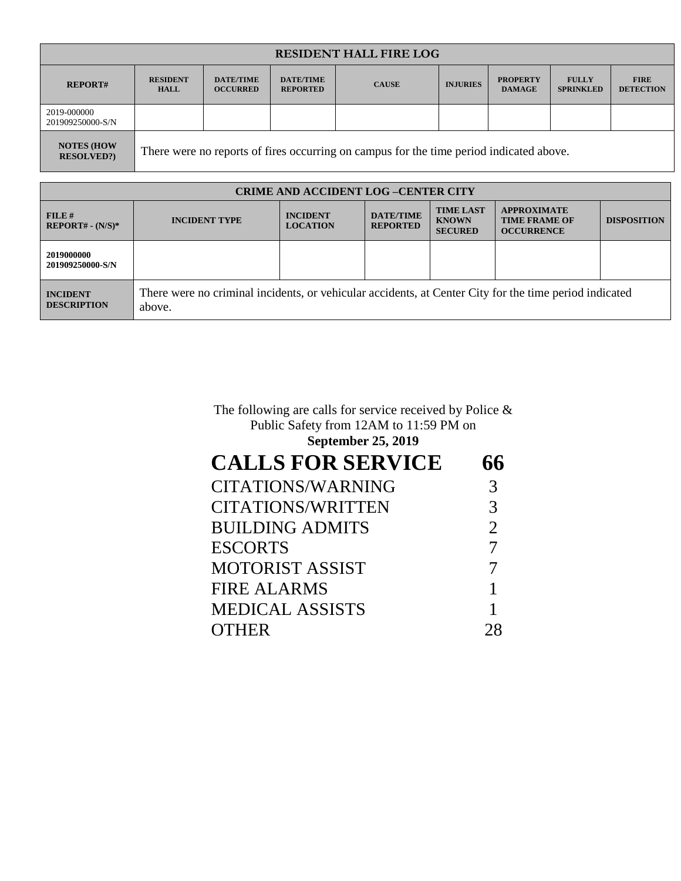| RESIDENT HALL FIRE LOG | | | | | | | | |
|---|---|---|---|---|---|---|---|---|
| **REPORT#** | **RESIDENT HALL** | **DATE/TIME OCCURRED** | **DATE/TIME REPORTED** | **CAUSE** | **INJURIES** | **PROPERTY DAMAGE** | **FULLY SPRINKLED** | **FIRE DETECTION** |
| 2019-000000 201909250000-S/N | | | | | | | | |
| **NOTES (HOW RESOLVED?)** | There were no reports of fires occurring on campus for the time period indicated above. | | | | | | | |

| CRIME AND ACCIDENT LOG –CENTER CITY | | | | | | |
|---|---|---|---|---|---|---|
| **FILE # REPORT# - (N/S)*** | **INCIDENT TYPE** | **INCIDENT LOCATION** | **DATE/TIME REPORTED** | **TIME LAST KNOWN SECURED** | **APPROXIMATE TIME FRAME OF OCCURRENCE** | **DISPOSITION** |
| **2019000000 201909250000-S/N** | | | | | | |
| **INCIDENT DESCRIPTION** | There were no criminal incidents, or vehicular accidents, at Center City for the time period indicated above. | | | | | |

The following are calls for service received by Police & Public Safety from 12AM to 11:59 PM on
**September 25, 2019**

| | |
|---|---|
| **CALLS FOR SERVICE** | **66** |
| CITATIONS/WARNING | 3 |
| CITATIONS/WRITTEN | 3 |
| BUILDING ADMITS | 2 |
| ESCORTS | 7 |
| MOTORIST ASSIST | 7 |
| FIRE ALARMS | 1 |
| MEDICAL ASSISTS | 1 |
| OTHER | 28 |